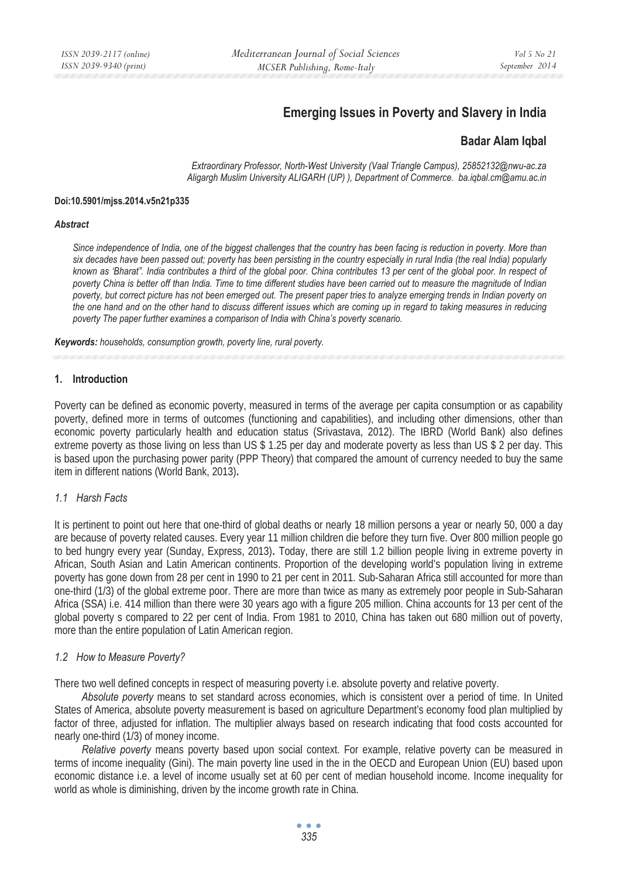# Emerging Issues in Poverty and Slavery in India

**Badar Alam Iqbal**

*Extraordinary Professor, North-West University (Vaal Triangle Campus), 25852132@nwu-ac.za*
*Aligargh Muslim University ALIGARH (UP) ), Department of Commerce. ba.iqbal.cm@amu.ac.in*

**Doi:10.5901/mjss.2014.v5n21p335**

***Abstract***

*Since independence of India, one of the biggest challenges that the country has been facing is reduction in poverty. More than six decades have been passed out; poverty has been persisting in the country especially in rural India (the real India) popularly known as 'Bharat". India contributes a third of the global poor. China contributes 13 per cent of the global poor. In respect of poverty China is better off than India. Time to time different studies have been carried out to measure the magnitude of Indian poverty, but correct picture has not been emerged out. The present paper tries to analyze emerging trends in Indian poverty on the one hand and on the other hand to discuss different issues which are coming up in regard to taking measures in reducing poverty The paper further examines a comparison of India with China's poverty scenario.*

***Keywords:*** *households, consumption growth, poverty line, rural poverty.*

## 1. Introduction

Poverty can be defined as economic poverty, measured in terms of the average per capita consumption or as capability poverty, defined more in terms of outcomes (functioning and capabilities), and including other dimensions, other than economic poverty particularly health and education status (Srivastava, 2012). The IBRD (World Bank) also defines extreme poverty as those living on less than US $ 1.25 per day and moderate poverty as less than US $ 2 per day. This is based upon the purchasing power parity (PPP Theory) that compared the amount of currency needed to buy the same item in different nations (World Bank, 2013)**.**

### *1.1 Harsh Facts*

It is pertinent to point out here that one-third of global deaths or nearly 18 million persons a year or nearly 50, 000 a day are because of poverty related causes. Every year 11 million children die before they turn five. Over 800 million people go to bed hungry every year (Sunday, Express, 2013)**.** Today, there are still 1.2 billion people living in extreme poverty in African, South Asian and Latin American continents. Proportion of the developing world's population living in extreme poverty has gone down from 28 per cent in 1990 to 21 per cent in 2011. Sub-Saharan Africa still accounted for more than one-third (1/3) of the global extreme poor. There are more than twice as many as extremely poor people in Sub-Saharan Africa (SSA) i.e. 414 million than there were 30 years ago with a figure 205 million. China accounts for 13 per cent of the global poverty s compared to 22 per cent of India. From 1981 to 2010, China has taken out 680 million out of poverty, more than the entire population of Latin American region.

### *1.2 How to Measure Poverty?*

There two well defined concepts in respect of measuring poverty i.e. absolute poverty and relative poverty.

*Absolute poverty* means to set standard across economies, which is consistent over a period of time. In United States of America, absolute poverty measurement is based on agriculture Department's economy food plan multiplied by factor of three, adjusted for inflation. The multiplier always based on research indicating that food costs accounted for nearly one-third (1/3) of money income.

*Relative poverty* means poverty based upon social context. For example, relative poverty can be measured in terms of income inequality (Gini). The main poverty line used in the in the OECD and European Union (EU) based upon economic distance i.e. a level of income usually set at 60 per cent of median household income. Income inequality for world as whole is diminishing, driven by the income growth rate in China.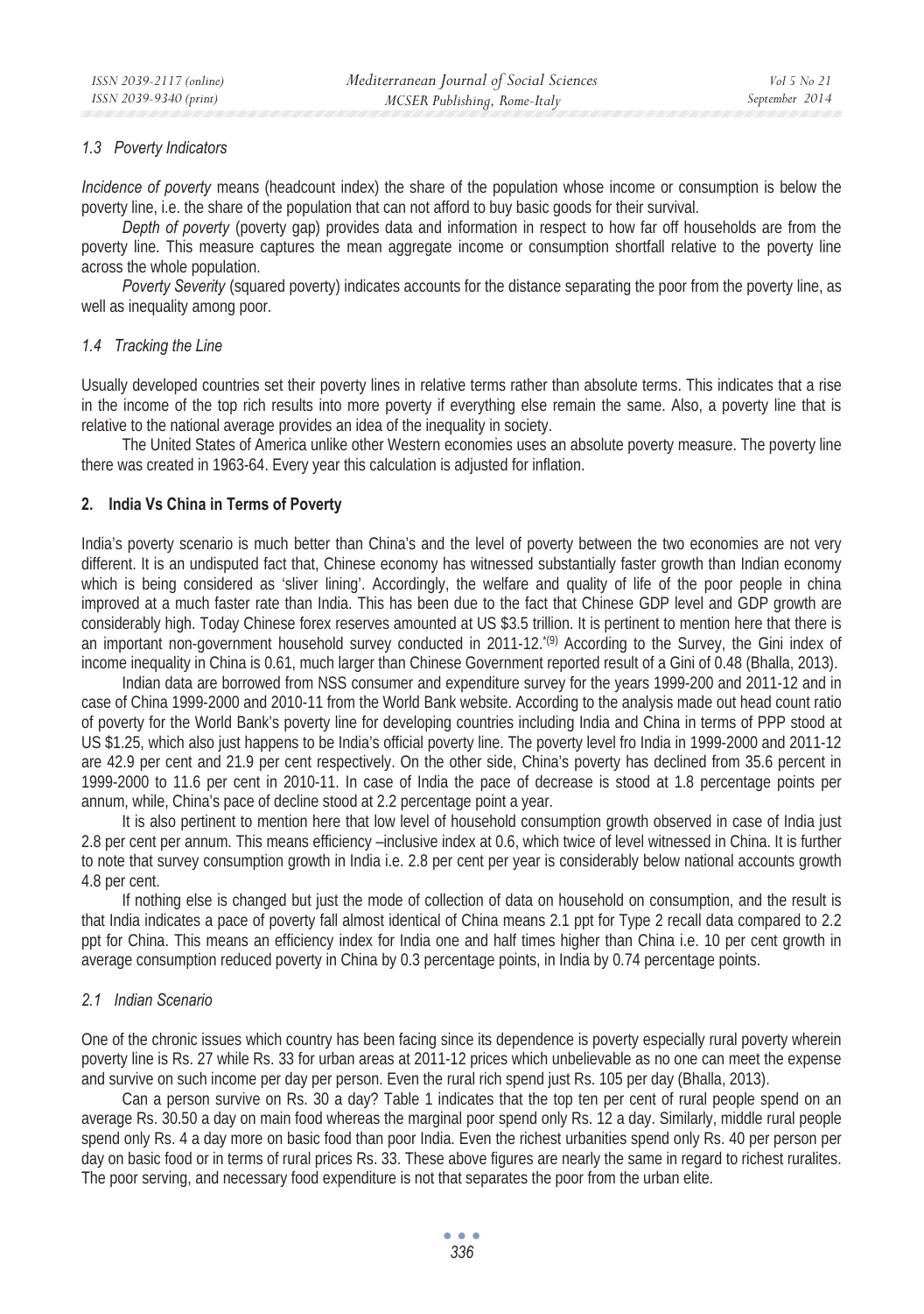### 1.3 Poverty Indicators

*Incidence of poverty* means (headcount index) the share of the population whose income or consumption is below the poverty line, i.e. the share of the population that can not afford to buy basic goods for their survival.

*Depth of poverty* (poverty gap) provides data and information in respect to how far off households are from the poverty line. This measure captures the mean aggregate income or consumption shortfall relative to the poverty line across the whole population.

*Poverty Severity* (squared poverty) indicates accounts for the distance separating the poor from the poverty line, as well as inequality among poor.

### 1.4 Tracking the Line

Usually developed countries set their poverty lines in relative terms rather than absolute terms. This indicates that a rise in the income of the top rich results into more poverty if everything else remain the same. Also, a poverty line that is relative to the national average provides an idea of the inequality in society.

The United States of America unlike other Western economies uses an absolute poverty measure. The poverty line there was created in 1963-64. Every year this calculation is adjusted for inflation.

## 2. India Vs China in Terms of Poverty

India's poverty scenario is much better than China's and the level of poverty between the two economies are not very different. It is an undisputed fact that, Chinese economy has witnessed substantially faster growth than Indian economy which is being considered as 'sliver lining'. Accordingly, the welfare and quality of life of the poor people in china improved at a much faster rate than India. This has been due to the fact that Chinese GDP level and GDP growth are considerably high. Today Chinese forex reserves amounted at US $3.5 trillion. It is pertinent to mention here that there is an important non-government household survey conducted in 2011-12."(9) According to the Survey, the Gini index of income inequality in China is 0.61, much larger than Chinese Government reported result of a Gini of 0.48 (Bhalla, 2013).

Indian data are borrowed from NSS consumer and expenditure survey for the years 1999-200 and 2011-12 and in case of China 1999-2000 and 2010-11 from the World Bank website. According to the analysis made out head count ratio of poverty for the World Bank's poverty line for developing countries including India and China in terms of PPP stood at US $1.25, which also just happens to be India's official poverty line. The poverty level fro India in 1999-2000 and 2011-12 are 42.9 per cent and 21.9 per cent respectively. On the other side, China's poverty has declined from 35.6 percent in 1999-2000 to 11.6 per cent in 2010-11. In case of India the pace of decrease is stood at 1.8 percentage points per annum, while, China's pace of decline stood at 2.2 percentage point a year.

It is also pertinent to mention here that low level of household consumption growth observed in case of India just 2.8 per cent per annum. This means efficiency –inclusive index at 0.6, which twice of level witnessed in China. It is further to note that survey consumption growth in India i.e. 2.8 per cent per year is considerably below national accounts growth 4.8 per cent.

If nothing else is changed but just the mode of collection of data on household on consumption, and the result is that India indicates a pace of poverty fall almost identical of China means 2.1 ppt for Type 2 recall data compared to 2.2 ppt for China. This means an efficiency index for India one and half times higher than China i.e. 10 per cent growth in average consumption reduced poverty in China by 0.3 percentage points, in India by 0.74 percentage points.

### 2.1 Indian Scenario

One of the chronic issues which country has been facing since its dependence is poverty especially rural poverty wherein poverty line is Rs. 27 while Rs. 33 for urban areas at 2011-12 prices which unbelievable as no one can meet the expense and survive on such income per day per person. Even the rural rich spend just Rs. 105 per day (Bhalla, 2013).

Can a person survive on Rs. 30 a day? Table 1 indicates that the top ten per cent of rural people spend on an average Rs. 30.50 a day on main food whereas the marginal poor spend only Rs. 12 a day. Similarly, middle rural people spend only Rs. 4 a day more on basic food than poor India. Even the richest urbanities spend only Rs. 40 per person per day on basic food or in terms of rural prices Rs. 33. These above figures are nearly the same in regard to richest ruralites. The poor serving, and necessary food expenditure is not that separates the poor from the urban elite.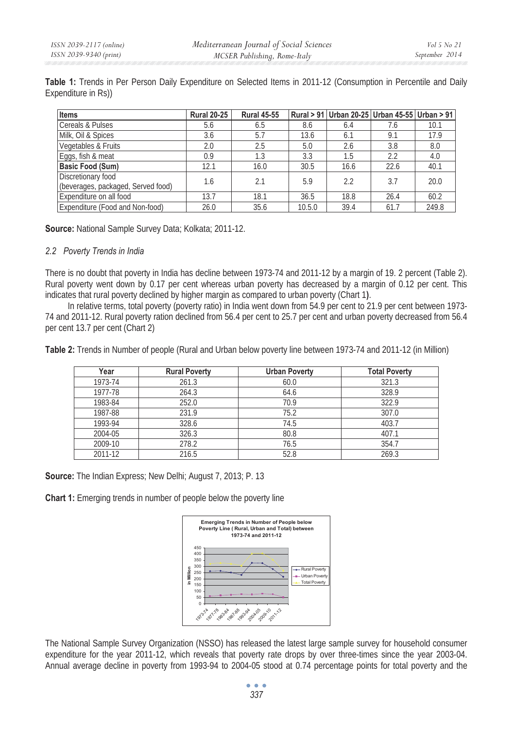**Table 1:** Trends in Per Person Daily Expenditure on Selected Items in 2011-12 (Consumption in Percentile and Daily Expenditure in Rs))

| Items | Rural 20-25 | Rural 45-55 | Rural > 91 | Urban 20-25 | Urban 45-55 | Urban > 91 |
|---|---|---|---|---|---|---|
| Cereals & Pulses | 5.6 | 6.5 | 8.6 | 6.4 | 7.6 | 10.1 |
| Milk, Oil & Spices | 3.6 | 5.7 | 13.6 | 6.1 | 9.1 | 17.9 |
| Vegetables & Fruits | 2.0 | 2.5 | 5.0 | 2.6 | 3.8 | 8.0 |
| Eggs, fish & meat | 0.9 | 1.3 | 3.3 | 1.5 | 2.2 | 4.0 |
| **Basic Food (Sum)** | 12.1 | 16.0 | 30.5 | 16.6 | 22.6 | 40.1 |
| Discretionary food (beverages, packaged, Served food) | 1.6 | 2.1 | 5.9 | 2.2 | 3.7 | 20.0 |
| Expenditure on all food | 13.7 | 18.1 | 36.5 | 18.8 | 26.4 | 60.2 |
| Expenditure (Food and Non-food) | 26.0 | 35.6 | 10.5.0 | 39.4 | 61.7 | 249.8 |

**Source:** National Sample Survey Data; Kolkata; 2011-12.

### *2.2 Poverty Trends in India*

There is no doubt that poverty in India has decline between 1973-74 and 2011-12 by a margin of 19. 2 percent (Table 2). Rural poverty went down by 0.17 per cent whereas urban poverty has decreased by a margin of 0.12 per cent. This indicates that rural poverty declined by higher margin as compared to urban poverty (Chart 1).

In relative terms, total poverty (poverty ratio) in India went down from 54.9 per cent to 21.9 per cent between 1973-74 and 2011-12. Rural poverty ration declined from 56.4 per cent to 25.7 per cent and urban poverty decreased from 56.4 per cent 13.7 per cent (Chart 2)

**Table 2:** Trends in Number of people (Rural and Urban below poverty line between 1973-74 and 2011-12 (in Million)

| Year | Rural Poverty | Urban Poverty | Total Poverty |
|---|---|---|---|
| 1973-74 | 261.3 | 60.0 | 321.3 |
| 1977-78 | 264.3 | 64.6 | 328.9 |
| 1983-84 | 252.0 | 70.9 | 322.9 |
| 1987-88 | 231.9 | 75.2 | 307.0 |
| 1993-94 | 328.6 | 74.5 | 403.7 |
| 2004-05 | 326.3 | 80.8 | 407.1 |
| 2009-10 | 278.2 | 76.5 | 354.7 |
| 2011-12 | 216.5 | 52.8 | 269.3 |

**Source:** The Indian Express; New Delhi; August 7, 2013; P. 13

**Chart 1:** Emerging trends in number of people below the poverty line

Emerging Trends in Number of People below Poverty Line ( Rural, Urban and Total) between 1973-74 and 2011-12

in Million

450
400
350
300
250
200
150
100
50
0

1973-74 1977-78 1983-84 1987-88 1993-94 2004-05 2009-10 2011-12

Rural Poverty
Urban Poverty
Total Poverty

The National Sample Survey Organization (NSSO) has released the latest large sample survey for household consumer expenditure for the year 2011-12, which reveals that poverty rate drops by over three-times since the year 2003-04. Annual average decline in poverty from 1993-94 to 2004-05 stood at 0.74 percentage points for total poverty and the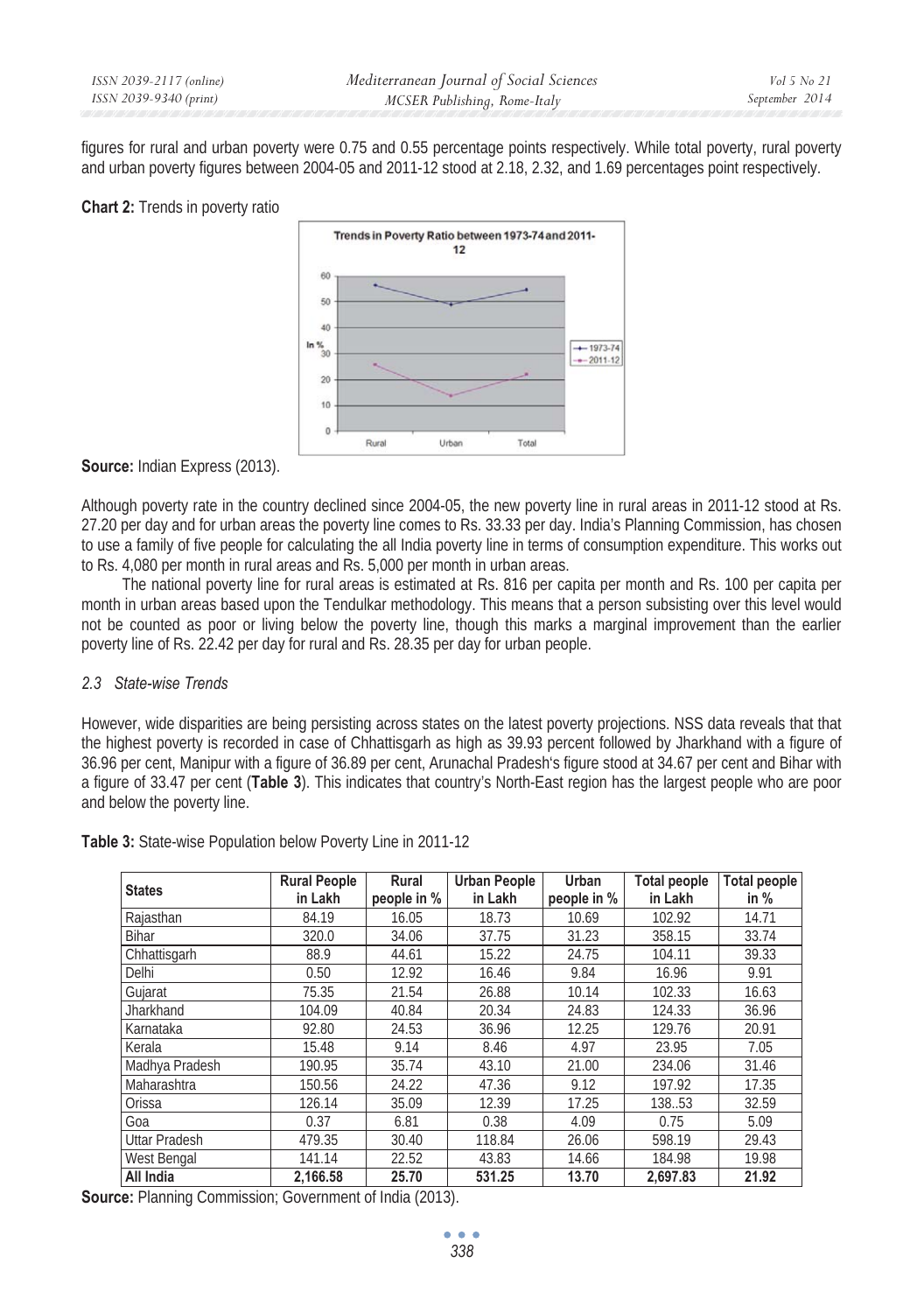figures for rural and urban poverty were 0.75 and 0.55 percentage points respectively. While total poverty, rural poverty and urban poverty figures between 2004-05 and 2011-12 stood at 2.18, 2.32, and 1.69 percentages point respectively.

**Chart 2:** Trends in poverty ratio

Trends in Poverty Ratio between 1973-74 and 2011-12

60
50
40
In % 30
20
10
0

Rural Urban Total

1973-74
2011-12

**Source:** Indian Express (2013).

Although poverty rate in the country declined since 2004-05, the new poverty line in rural areas in 2011-12 stood at Rs. 27.20 per day and for urban areas the poverty line comes to Rs. 33.33 per day. India's Planning Commission, has chosen to use a family of five people for calculating the all India poverty line in terms of consumption expenditure. This works out to Rs. 4,080 per month in rural areas and Rs. 5,000 per month in urban areas.

The national poverty line for rural areas is estimated at Rs. 816 per capita per month and Rs. 100 per capita per month in urban areas based upon the Tendulkar methodology. This means that a person subsisting over this level would not be counted as poor or living below the poverty line, though this marks a marginal improvement than the earlier poverty line of Rs. 22.42 per day for rural and Rs. 28.35 per day for urban people.

### *2.3 State-wise Trends*

However, wide disparities are being persisting across states on the latest poverty projections. NSS data reveals that the highest poverty is recorded in case of Chhattisgarh as high as 39.93 percent followed by Jharkhand with a figure of 36.96 per cent, Manipur with a figure of 36.89 per cent, Arunachal Pradesh's figure stood at 34.67 per cent and Bihar with a figure of 33.47 per cent (**Table 3**). This indicates that country's North-East region has the largest people who are poor and below the poverty line.

**Table 3:** State-wise Population below Poverty Line in 2011-12

| States | Rural People in Lakh | Rural people in % | Urban People in Lakh | Urban people in % | Total people in Lakh | Total people in % |
|---|---|---|---|---|---|---|
| Rajasthan | 84.19 | 16.05 | 18.73 | 10.69 | 102.92 | 14.71 |
| Bihar | 320.0 | 34.06 | 37.75 | 31.23 | 358.15 | 33.74 |
| Chhattisgarh | 88.9 | 44.61 | 15.22 | 24.75 | 104.11 | 39.33 |
| Delhi | 0.50 | 12.92 | 16.46 | 9.84 | 16.96 | 9.91 |
| Gujarat | 75.35 | 21.54 | 26.88 | 10.14 | 102.33 | 16.63 |
| Jharkhand | 104.09 | 40.84 | 20.34 | 24.83 | 124.33 | 36.96 |
| Karnataka | 92.80 | 24.53 | 36.96 | 12.25 | 129.76 | 20.91 |
| Kerala | 15.48 | 9.14 | 8.46 | 4.97 | 23.95 | 7.05 |
| Madhya Pradesh | 190.95 | 35.74 | 43.10 | 21.00 | 234.06 | 31.46 |
| Maharashtra | 150.56 | 24.22 | 47.36 | 9.12 | 197.92 | 17.35 |
| Orissa | 126.14 | 35.09 | 12.39 | 17.25 | 138..53 | 32.59 |
| Goa | 0.37 | 6.81 | 0.38 | 4.09 | 0.75 | 5.09 |
| Uttar Pradesh | 479.35 | 30.40 | 118.84 | 26.06 | 598.19 | 29.43 |
| West Bengal | 141.14 | 22.52 | 43.83 | 14.66 | 184.98 | 19.98 |
| **All India** | **2,166.58** | **25.70** | **531.25** | **13.70** | **2,697.83** | **21.92** |

**Source:** Planning Commission; Government of India (2013).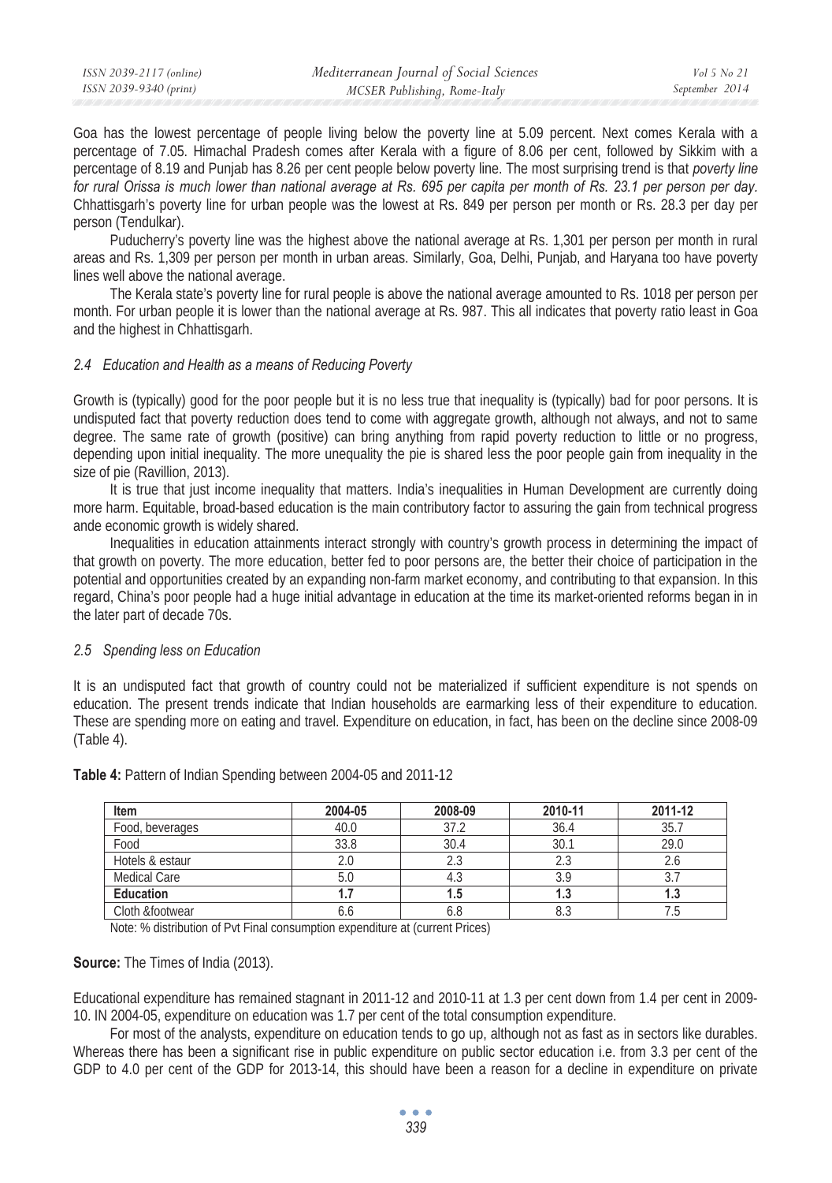Goa has the lowest percentage of people living below the poverty line at 5.09 percent. Next comes Kerala with a percentage of 7.05. Himachal Pradesh comes after Kerala with a figure of 8.06 per cent, followed by Sikkim with a percentage of 8.19 and Punjab has 8.26 per cent people below poverty line. The most surprising trend is that *poverty line for rural Orissa is much lower than national average at Rs. 695 per capita per month of Rs. 23.1 per person per day*. Chhattisgarh's poverty line for urban people was the lowest at Rs. 849 per person per month or Rs. 28.3 per day per person (Tendulkar).

Puducherry's poverty line was the highest above the national average at Rs. 1,301 per person per month in rural areas and Rs. 1,309 per person per month in urban areas. Similarly, Goa, Delhi, Punjab, and Haryana too have poverty lines well above the national average.

The Kerala state's poverty line for rural people is above the national average amounted to Rs. 1018 per person per month. For urban people it is lower than the national average at Rs. 987. This all indicates that poverty ratio least in Goa and the highest in Chhattisgarh.

### *2.4 Education and Health as a means of Reducing Poverty*

Growth is (typically) good for the poor people but it is no less true that inequality is (typically) bad for poor persons. It is undisputed fact that poverty reduction does tend to come with aggregate growth, although not always, and not to same degree. The same rate of growth (positive) can bring anything from rapid poverty reduction to little or no progress, depending upon initial inequality. The more unequality the pie is shared less the poor people gain from inequality in the size of pie (Ravillion, 2013).

It is true that just income inequality that matters. India's inequalities in Human Development are currently doing more harm. Equitable, broad-based education is the main contributory factor to assuring the gain from technical progress ande economic growth is widely shared.

Inequalities in education attainments interact strongly with country's growth process in determining the impact of that growth on poverty. The more education, better fed to poor persons are, the better their choice of participation in the potential and opportunities created by an expanding non-farm market economy, and contributing to that expansion. In this regard, China's poor people had a huge initial advantage in education at the time its market-oriented reforms began in in the later part of decade 70s.

### *2.5 Spending less on Education*

It is an undisputed fact that growth of country could not be materialized if sufficient expenditure is not spends on education. The present trends indicate that Indian households are earmarking less of their expenditure to education. These are spending more on eating and travel. Expenditure on education, in fact, has been on the decline since 2008-09 (Table 4).

**Table 4:** Pattern of Indian Spending between 2004-05 and 2011-12

| Item | 2004-05 | 2008-09 | 2010-11 | 2011-12 |
|---|---|---|---|---|
| Food, beverages | 40.0 | 37.2 | 36.4 | 35.7 |
| Food | 33.8 | 30.4 | 30.1 | 29.0 |
| Hotels & estaur | 2.0 | 2.3 | 2.3 | 2.6 |
| Medical Care | 5.0 | 4.3 | 3.9 | 3.7 |
| **Education** | **1.7** | **1.5** | **1.3** | **1.3** |
| Cloth &footwear | 6.6 | 6.8 | 8.3 | 7.5 |

Note: % distribution of Pvt Final consumption expenditure at (current Prices)

**Source:** The Times of India (2013).

Educational expenditure has remained stagnant in 2011-12 and 2010-11 at 1.3 per cent down from 1.4 per cent in 2009-10. IN 2004-05, expenditure on education was 1.7 per cent of the total consumption expenditure.

For most of the analysts, expenditure on education tends to go up, although not as fast as in sectors like durables. Whereas there has been a significant rise in public expenditure on public sector education i.e. from 3.3 per cent of the GDP to 4.0 per cent of the GDP for 2013-14, this should have been a reason for a decline in expenditure on private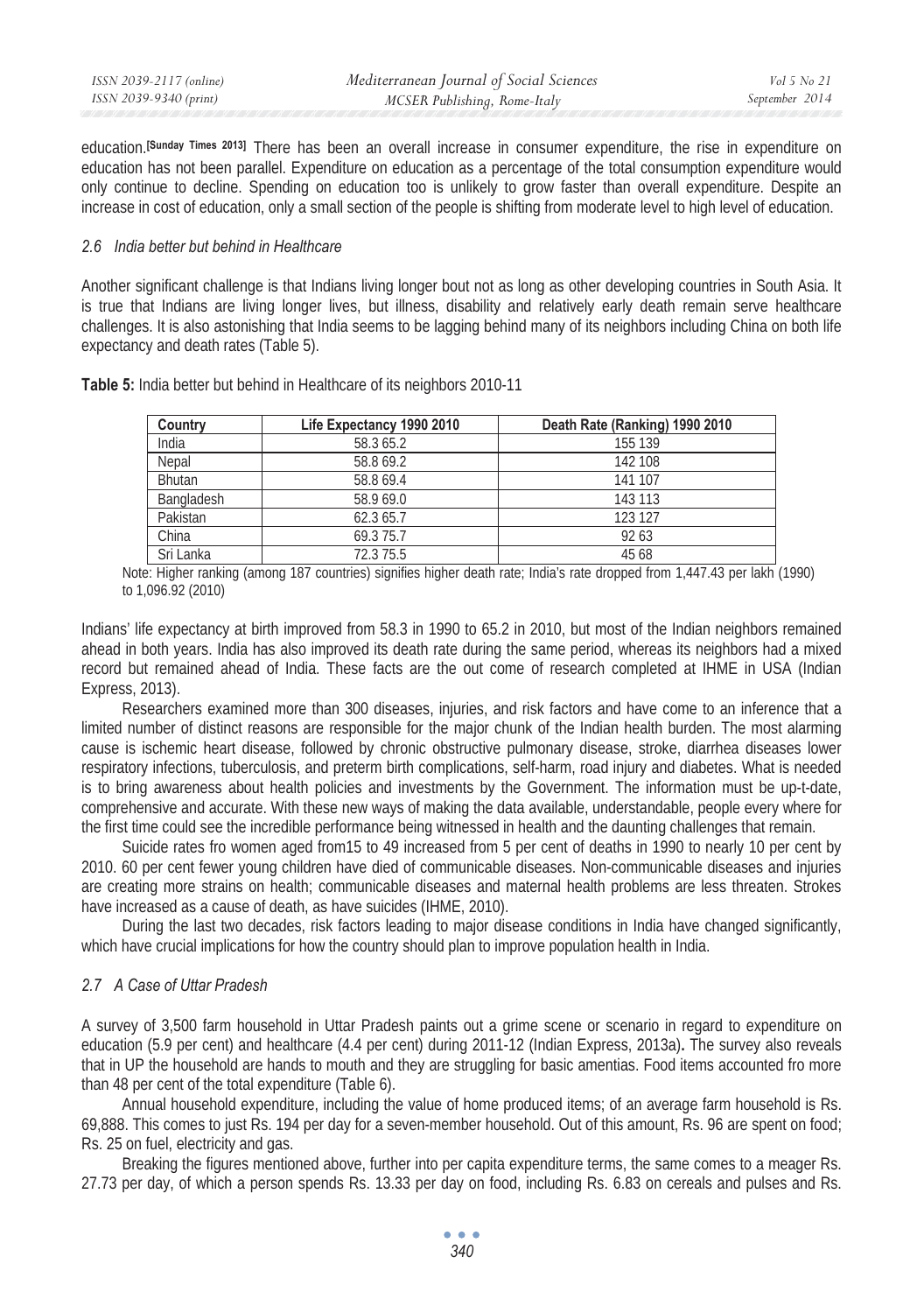education.[Sunday Times 2013] There has been an overall increase in consumer expenditure, the rise in expenditure on education has not been parallel. Expenditure on education as a percentage of the total consumption expenditure would only continue to decline. Spending on education too is unlikely to grow faster than overall expenditure. Despite an increase in cost of education, only a small section of the people is shifting from moderate level to high level of education.

### *2.6 India better but behind in Healthcare*

Another significant challenge is that Indians living longer bout not as long as other developing countries in South Asia. It is true that Indians are living longer lives, but illness, disability and relatively early death remain serve healthcare challenges. It is also astonishing that India seems to be lagging behind many of its neighbors including China on both life expectancy and death rates (Table 5).

**Table 5:** India better but behind in Healthcare of its neighbors 2010-11

| Country | Life Expectancy 1990 2010 | Death Rate (Ranking) 1990 2010 |
|---|---|---|
| India | 58.3 65.2 | 155 139 |
| Nepal | 58.8 69.2 | 142 108 |
| Bhutan | 58.8 69.4 | 141 107 |
| Bangladesh | 58.9 69.0 | 143 113 |
| Pakistan | 62.3 65.7 | 123 127 |
| China | 69.3 75.7 | 92 63 |
| Sri Lanka | 72.3 75.5 | 45 68 |

Note: Higher ranking (among 187 countries) signifies higher death rate; India's rate dropped from 1,447.43 per lakh (1990) to 1,096.92 (2010)

Indians' life expectancy at birth improved from 58.3 in 1990 to 65.2 in 2010, but most of the Indian neighbors remained ahead in both years. India has also improved its death rate during the same period, whereas its neighbors had a mixed record but remained ahead of India. These facts are the out come of research completed at IHME in USA (Indian Express, 2013).

Researchers examined more than 300 diseases, injuries, and risk factors and have come to an inference that a limited number of distinct reasons are responsible for the major chunk of the Indian health burden. The most alarming cause is ischemic heart disease, followed by chronic obstructive pulmonary disease, stroke, diarrhea diseases lower respiratory infections, tuberculosis, and preterm birth complications, self-harm, road injury and diabetes. What is needed is to bring awareness about health policies and investments by the Government. The information must be up-t-date, comprehensive and accurate. With these new ways of making the data available, understandable, people every where for the first time could see the incredible performance being witnessed in health and the daunting challenges that remain.

Suicide rates fro women aged from15 to 49 increased from 5 per cent of deaths in 1990 to nearly 10 per cent by 2010. 60 per cent fewer young children have died of communicable diseases. Non-communicable diseases and injuries are creating more strains on health; communicable diseases and maternal health problems are less threaten. Strokes have increased as a cause of death, as have suicides (IHME, 2010).

During the last two decades, risk factors leading to major disease conditions in India have changed significantly, which have crucial implications for how the country should plan to improve population health in India.

### *2.7 A Case of Uttar Pradesh*

A survey of 3,500 farm household in Uttar Pradesh paints out a grime scene or scenario in regard to expenditure on education (5.9 per cent) and healthcare (4.4 per cent) during 2011-12 (Indian Express, 2013a)**.** The survey also reveals that in UP the household are hands to mouth and they are struggling for basic amentias. Food items accounted fro more than 48 per cent of the total expenditure (Table 6).

Annual household expenditure, including the value of home produced items; of an average farm household is Rs. 69,888. This comes to just Rs. 194 per day for a seven-member household. Out of this amount, Rs. 96 are spent on food; Rs. 25 on fuel, electricity and gas.

Breaking the figures mentioned above, further into per capita expenditure terms, the same comes to a meager Rs. 27.73 per day, of which a person spends Rs. 13.33 per day on food, including Rs. 6.83 on cereals and pulses and Rs.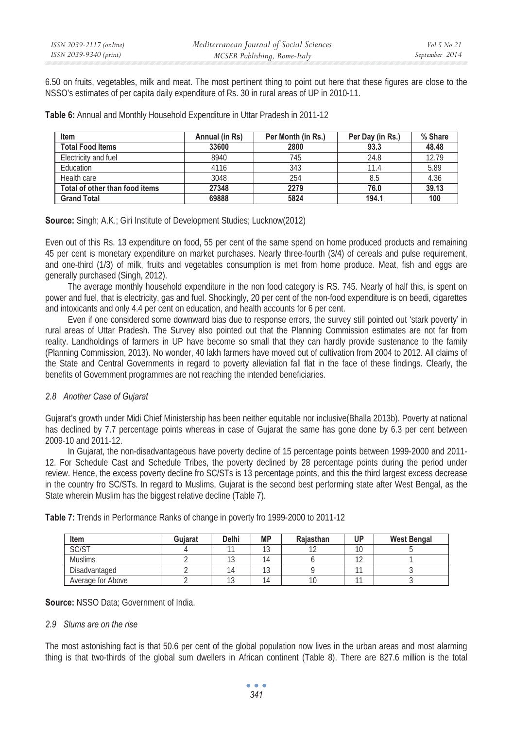6.50 on fruits, vegetables, milk and meat. The most pertinent thing to point out here that these figures are close to the NSSO's estimates of per capita daily expenditure of Rs. 30 in rural areas of UP in 2010-11.

**Table 6:** Annual and Monthly Household Expenditure in Uttar Pradesh in 2011-12

| Item | Annual (in Rs) | Per Month (in Rs.) | Per Day (in Rs.) | % Share |
|---|---|---|---|---|
| **Total Food Items** | **33600** | **2800** | **93.3** | **48.48** |
| Electricity and fuel | 8940 | 745 | 24.8 | 12.79 |
| Education | 4116 | 343 | 11.4 | 5.89 |
| Health care | 3048 | 254 | 8.5 | 4.36 |
| **Total of other than food items** | **27348** | **2279** | **76.0** | **39.13** |
| **Grand Total** | **69888** | **5824** | **194.1** | **100** |

**Source:** Singh; A.K.; Giri Institute of Development Studies; Lucknow(2012)

Even out of this Rs. 13 expenditure on food, 55 per cent of the same spend on home produced products and remaining 45 per cent is monetary expenditure on market purchases. Nearly three-fourth (3/4) of cereals and pulse requirement, and one-third (1/3) of milk, fruits and vegetables consumption is met from home produce. Meat, fish and eggs are generally purchased (Singh, 2012).

The average monthly household expenditure in the non food category is RS. 745. Nearly of half this, is spent on power and fuel, that is electricity, gas and fuel. Shockingly, 20 per cent of the non-food expenditure is on beedi, cigarettes and intoxicants and only 4.4 per cent on education, and health accounts for 6 per cent.

Even if one considered some downward bias due to response errors, the survey still pointed out 'stark poverty' in rural areas of Uttar Pradesh. The Survey also pointed out that the Planning Commission estimates are not far from reality. Landholdings of farmers in UP have become so small that they can hardly provide sustenance to the family (Planning Commission, 2013). No wonder, 40 lakh farmers have moved out of cultivation from 2004 to 2012. All claims of the State and Central Governments in regard to poverty alleviation fall flat in the face of these findings. Clearly, the benefits of Government programmes are not reaching the intended beneficiaries.

### *2.8 Another Case of Gujarat*

Gujarat's growth under Midi Chief Ministership has been neither equitable nor inclusive(Bhalla 2013b). Poverty at national has declined by 7.7 percentage points whereas in case of Gujarat the same has gone done by 6.3 per cent between 2009-10 and 2011-12.

In Gujarat, the non-disadvantageous have poverty decline of 15 percentage points between 1999-2000 and 2011-12. For Schedule Cast and Schedule Tribes, the poverty declined by 28 percentage points during the period under review. Hence, the excess poverty decline fro SC/STs is 13 percentage points, and this the third largest excess decrease in the country fro SC/STs. In regard to Muslims, Gujarat is the second best performing state after West Bengal, as the State wherein Muslim has the biggest relative decline (Table 7).

**Table 7:** Trends in Performance Ranks of change in poverty fro 1999-2000 to 2011-12

| Item | Gujarat | Delhi | MP | Rajasthan | UP | West Bengal |
|---|---|---|---|---|---|---|
| SC/ST | 4 | 11 | 13 | 12 | 10 | 5 |
| Muslims | 2 | 13 | 14 | 6 | 12 | 1 |
| Disadvantaged | 2 | 14 | 13 | 9 | 11 | 3 |
| Average for Above | 2 | 13 | 14 | 10 | 11 | 3 |

**Source:** NSSO Data; Government of India.

### *2.9 Slums are on the rise*

The most astonishing fact is that 50.6 per cent of the global population now lives in the urban areas and most alarming thing is that two-thirds of the global sum dwellers in African continent (Table 8). There are 827.6 million is the total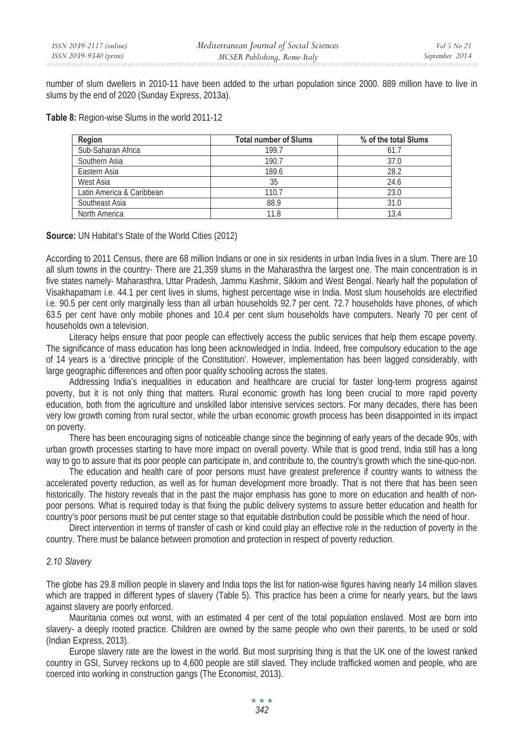number of slum dwellers in 2010-11 have been added to the urban population since 2000. 889 million have to live in slums by the end of 2020 (Sunday Express, 2013a).

**Table 8:** Region-wise Slums in the world 2011-12

| Region | Total number of Slums | % of the total Slums |
|---|---|---|
| Sub-Saharan Africa | 199.7 | 61.7 |
| Southern Asia | 190.7 | 37.0 |
| Eastern Asia | 189.6 | 28.2 |
| West Asia | 35 | 24.6 |
| Latin America & Caribbean | 110.7 | 23.0 |
| Southeast Asia | 88.9 | 31.0 |
| North America | 11.8 | 13.4 |

**Source:** UN Habitat's State of the World Cities (2012)

According to 2011 Census, there are 68 million Indians or one in six residents in urban India lives in a slum. There are 10 all slum towns in the country- There are 21,359 slums in the Maharasthra the largest one. The main concentration is in five states namely- Maharasthra, Uttar Pradesh, Jammu Kashmir, Sikkim and West Bengal. Nearly half the population of Visakhapatnam i.e. 44.1 per cent lives in slums, highest percentage wise in India. Most slum households are electrified i.e. 90.5 per cent only marginally less than all urban households 92.7 per cent. 72.7 households have phones, of which 63.5 per cent have only mobile phones and 10.4 per cent slum households have computers. Nearly 70 per cent of households own a television.

Literacy helps ensure that poor people can effectively access the public services that help them escape poverty. The significance of mass education has long been acknowledged in India. Indeed, free compulsory education to the age of 14 years is a 'directive principle of the Constitution'. However, implementation has been lagged considerably, with large geographic differences and often poor quality schooling across the states.

Addressing India's inequalities in education and healthcare are crucial for faster long-term progress against poverty, but it is not only thing that matters. Rural economic growth has long been crucial to more rapid poverty education, both from the agriculture and unskilled labor intensive services sectors. For many decades, there has been very low growth coming from rural sector, while the urban economic growth process has been disappointed in its impact on poverty.

There has been encouraging signs of noticeable change since the beginning of early years of the decade 90s, with urban growth processes starting to have more impact on overall poverty. While that is good trend, India still has a long way to go to assure that its poor people can participate in, and contribute to, the country's growth which the sine-quo-non.

The education and health care of poor persons must have greatest preference if country wants to witness the accelerated poverty reduction, as well as for human development more broadly. That is not there that has been seen historically. The history reveals that in the past the major emphasis has gone to more on education and health of non-poor persons. What is required today is that fixing the public delivery systems to assure better education and health for country's poor persons must be put center stage so that equitable distribution could be possible which the need of hour.

Direct intervention in terms of transfer of cash or kind could play an effective role in the reduction of poverty in the country. There must be balance between promotion and protection in respect of poverty reduction.

### *2.10 Slavery*

The globe has 29.8 million people in slavery and India tops the list for nation-wise figures having nearly 14 million slaves which are trapped in different types of slavery (Table 5). This practice has been a crime for nearly years, but the laws against slavery are poorly enforced.

Mauritania comes out worst, with an estimated 4 per cent of the total population enslaved. Most are born into slavery- a deeply rooted practice. Children are owned by the same people who own their parents, to be used or sold (Indian Express, 2013).

Europe slavery rate are the lowest in the world. But most surprising thing is that the UK one of the lowest ranked country in GSI, Survey reckons up to 4,600 people are still slaved. They include trafficked women and people, who are coerced into working in construction gangs (The Economist, 2013).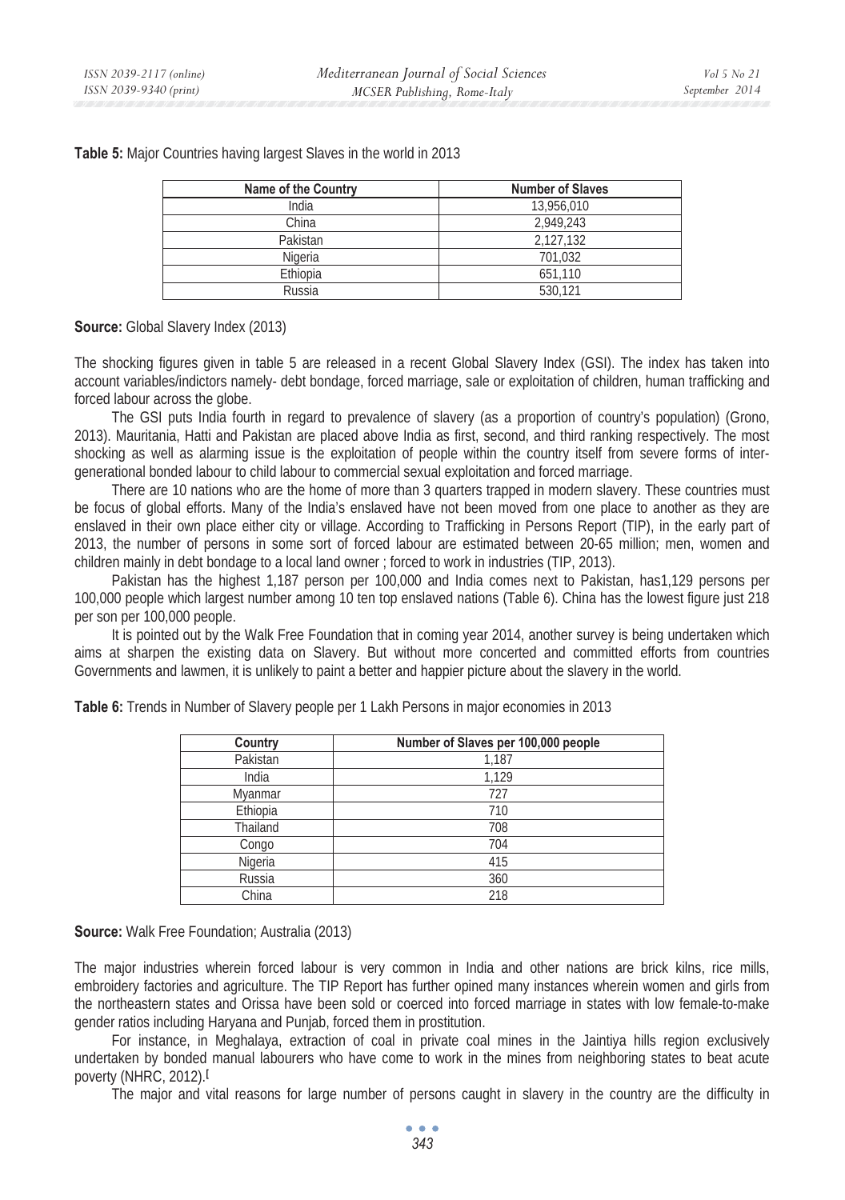**Table 5:** Major Countries having largest Slaves in the world in 2013

| Name of the Country | Number of Slaves |
|---|---|
| India | 13,956,010 |
| China | 2,949,243 |
| Pakistan | 2,127,132 |
| Nigeria | 701,032 |
| Ethiopia | 651,110 |
| Russia | 530,121 |

**Source:** Global Slavery Index (2013)

The shocking figures given in table 5 are released in a recent Global Slavery Index (GSI). The index has taken into account variables/indictors namely- debt bondage, forced marriage, sale or exploitation of children, human trafficking and forced labour across the globe.

The GSI puts India fourth in regard to prevalence of slavery (as a proportion of country's population) (Grono, 2013). Mauritania, Hatti and Pakistan are placed above India as first, second, and third ranking respectively. The most shocking as well as alarming issue is the exploitation of people within the country itself from severe forms of inter-generational bonded labour to child labour to commercial sexual exploitation and forced marriage.

There are 10 nations who are the home of more than 3 quarters trapped in modern slavery. These countries must be focus of global efforts. Many of the India's enslaved have not been moved from one place to another as they are enslaved in their own place either city or village. According to Trafficking in Persons Report (TIP), in the early part of 2013, the number of persons in some sort of forced labour are estimated between 20-65 million; men, women and children mainly in debt bondage to a local land owner ; forced to work in industries (TIP, 2013).

Pakistan has the highest 1,187 person per 100,000 and India comes next to Pakistan, has1,129 persons per 100,000 people which largest number among 10 ten top enslaved nations (Table 6). China has the lowest figure just 218 per son per 100,000 people.

It is pointed out by the Walk Free Foundation that in coming year 2014, another survey is being undertaken which aims at sharpen the existing data on Slavery. But without more concerted and committed efforts from countries Governments and lawmen, it is unlikely to paint a better and happier picture about the slavery in the world.

**Table 6:** Trends in Number of Slavery people per 1 Lakh Persons in major economies in 2013

| Country | Number of Slaves per 100,000 people |
|---|---|
| Pakistan | 1,187 |
| India | 1,129 |
| Myanmar | 727 |
| Ethiopia | 710 |
| Thailand | 708 |
| Congo | 704 |
| Nigeria | 415 |
| Russia | 360 |
| China | 218 |

**Source:** Walk Free Foundation; Australia (2013)

The major industries wherein forced labour is very common in India and other nations are brick kilns, rice mills, embroidery factories and agriculture. The TIP Report has further opined many instances wherein women and girls from the northeastern states and Orissa have been sold or coerced into forced marriage in states with low female-to-make gender ratios including Haryana and Punjab, forced them in prostitution.

For instance, in Meghalaya, extraction of coal in private coal mines in the Jaintiya hills region exclusively undertaken by bonded manual labourers who have come to work in the mines from neighboring states to beat acute poverty (NHRC, 2012).[

The major and vital reasons for large number of persons caught in slavery in the country are the difficulty in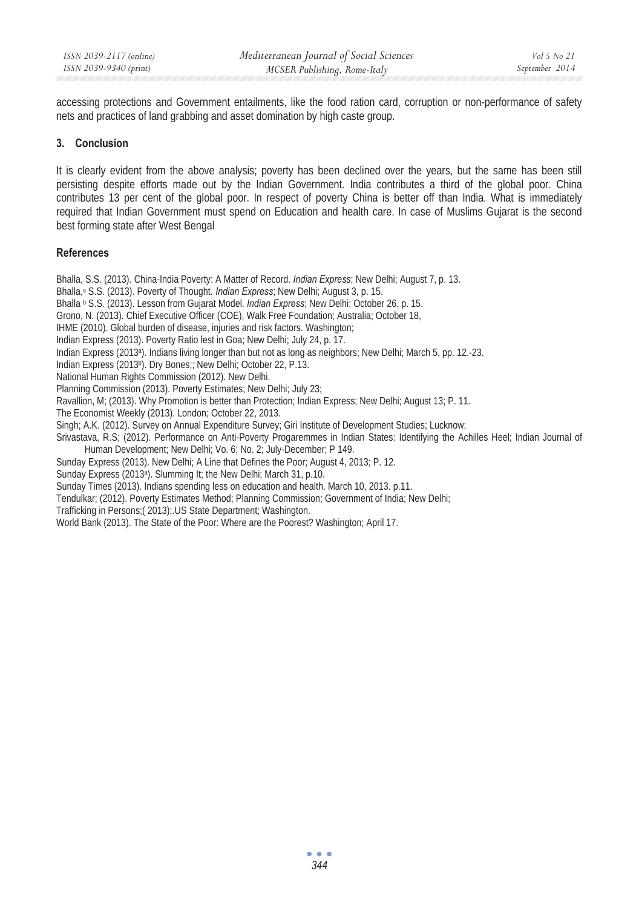accessing protections and Government entailments, like the food ration card, corruption or non-performance of safety nets and practices of land grabbing and asset domination by high caste group.

## 3. Conclusion

It is clearly evident from the above analysis; poverty has been declined over the years, but the same has been still persisting despite efforts made out by the Indian Government. India contributes a third of the global poor. China contributes 13 per cent of the global poor. In respect of poverty China is better off than India. What is immediately required that Indian Government must spend on Education and health care. In case of Muslims Gujarat is the second best forming state after West Bengal

## References

Bhalla, S.S. (2013). China-India Poverty: A Matter of Record. *Indian Express*; New Delhi; August 7, p. 13.

Bhalla,[a] S.S. (2013). Poverty of Thought. *Indian Express*; New Delhi; August 3, p. 15.

Bhalla [b] S.S. (2013). Lesson from Gujarat Model. *Indian Express*; New Delhi; October 26, p. 15.

Grono, N. (2013). Chief Executive Officer (COE), Walk Free Foundation; Australia; October 18,

IHME (2010). Global burden of disease, injuries and risk factors. Washington;

Indian Express (2013). Poverty Ratio lest in Goa; New Delhi; July 24, p. 17.

Indian Express (2013[a]). Indians living longer than but not as long as neighbors; New Delhi; March 5, pp. 12.-23.

Indian Express (2013[b]). Dry Bones;; New Delhi; October 22, P.13.

National Human Rights Commission (2012). New Delhi.

Planning Commission (2013). Poverty Estimates; New Delhi; July 23;

Ravallion, M; (2013). Why Promotion is better than Protection; Indian Express; New Delhi; August 13; P. 11.

The Economist Weekly (2013). London; October 22, 2013.

Singh; A.K. (2012). Survey on Annual Expenditure Survey; Giri Institute of Development Studies; Lucknow;

Srivastava, R.S; (2012). Performance on Anti-Poverty Progaremmes in Indian States: Identifying the Achilles Heel; Indian Journal of Human Development; New Delhi; Vo. 6; No. 2; July-December; P 149.

Sunday Express (2013). New Delhi; A Line that Defines the Poor; August 4, 2013; P. 12.

Sunday Express (2013[a]). Slumming It; the New Delhi; March 31, p.10.

Sunday Times (2013). Indians spending less on education and health. March 10, 2013. p.11.

Tendulkar; (2012). Poverty Estimates Method; Planning Commission; Government of India; New Delhi;

Trafficking in Persons;( 2013);.US State Department; Washington.

World Bank (2013). The State of the Poor: Where are the Poorest? Washington; April 17.